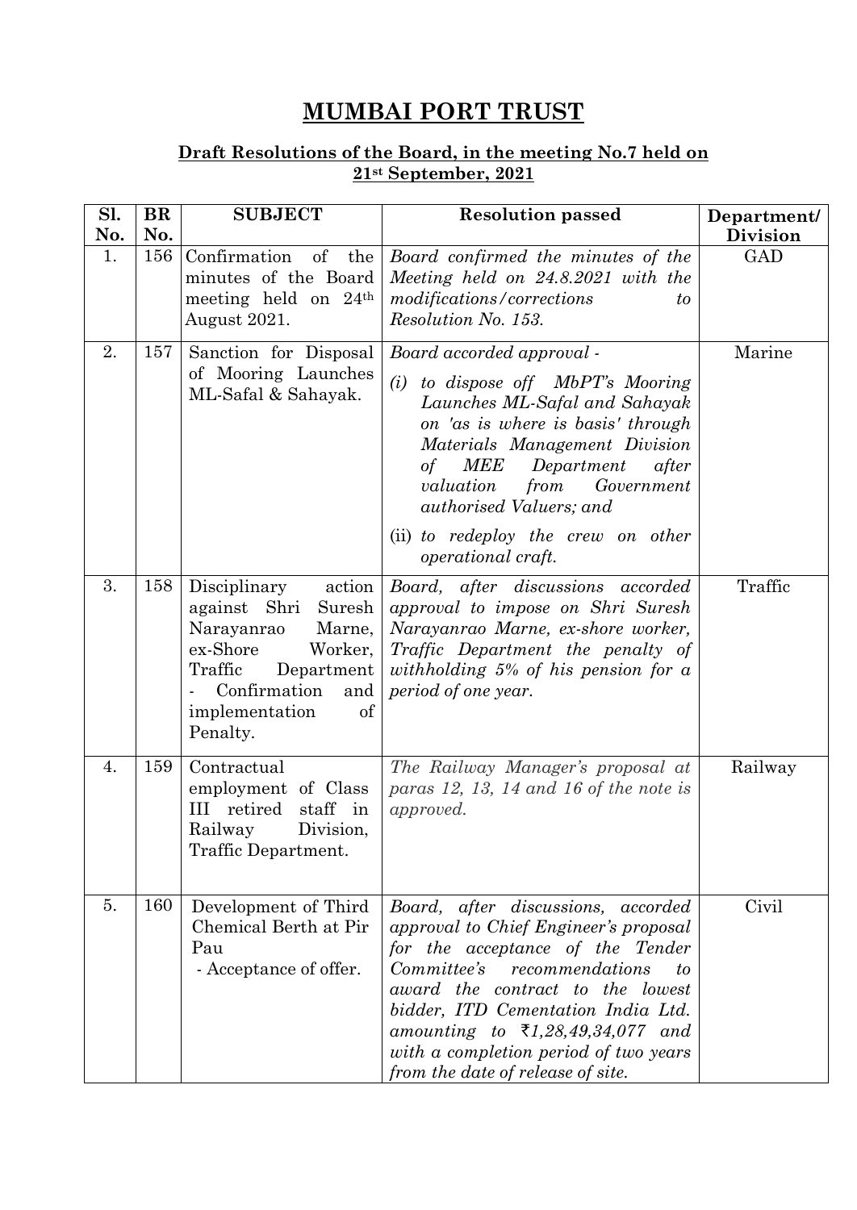# MUMBAI PORT TRUST

## Draft Resolutions of the Board, in the meeting No.7 held on 21st September, 2021

| Sl. No. | BR No. | SUBJECT | Resolution passed | Department/ Division |
|---|---|---|---|---|
| 1. | 156 | Confirmation of the minutes of the Board meeting held on 24th August 2021. | *Board confirmed the minutes of the Meeting held on 24.8.2021 with the modifications/corrections to Resolution No. 153.* | GAD |
| 2. | 157 | Sanction for Disposal of Mooring Launches ML-Safal & Sahayak. | *Board accorded approval -* <br> *(i) to dispose off MbPT's Mooring Launches ML-Safal and Sahayak on 'as is where is basis' through Materials Management Division of MEE Department after valuation from Government authorised Valuers; and* <br> (ii) *to redeploy the crew on other operational craft.* | Marine |
| 3. | 158 | Disciplinary action against Shri Suresh Narayanrao Marne, ex-Shore Worker, Traffic Department - Confirmation and implementation of Penalty. | *Board, after discussions accorded approval to impose on Shri Suresh Narayanrao Marne, ex-shore worker, Traffic Department the penalty of withholding 5% of his pension for a period of one year.* | Traffic |
| 4. | 159 | Contractual employment of Class III retired staff in Railway Division, Traffic Department. | *The Railway Manager's proposal at paras 12, 13, 14 and 16 of the note is approved.* | Railway |
| 5. | 160 | Development of Third Chemical Berth at Pir Pau - Acceptance of offer. | *Board, after discussions, accorded approval to Chief Engineer's proposal for the acceptance of the Tender Committee's recommendations to award the contract to the lowest bidder, ITD Cementation India Ltd. amounting to ₹1,28,49,34,077 and with a completion period of two years from the date of release of site.* | Civil |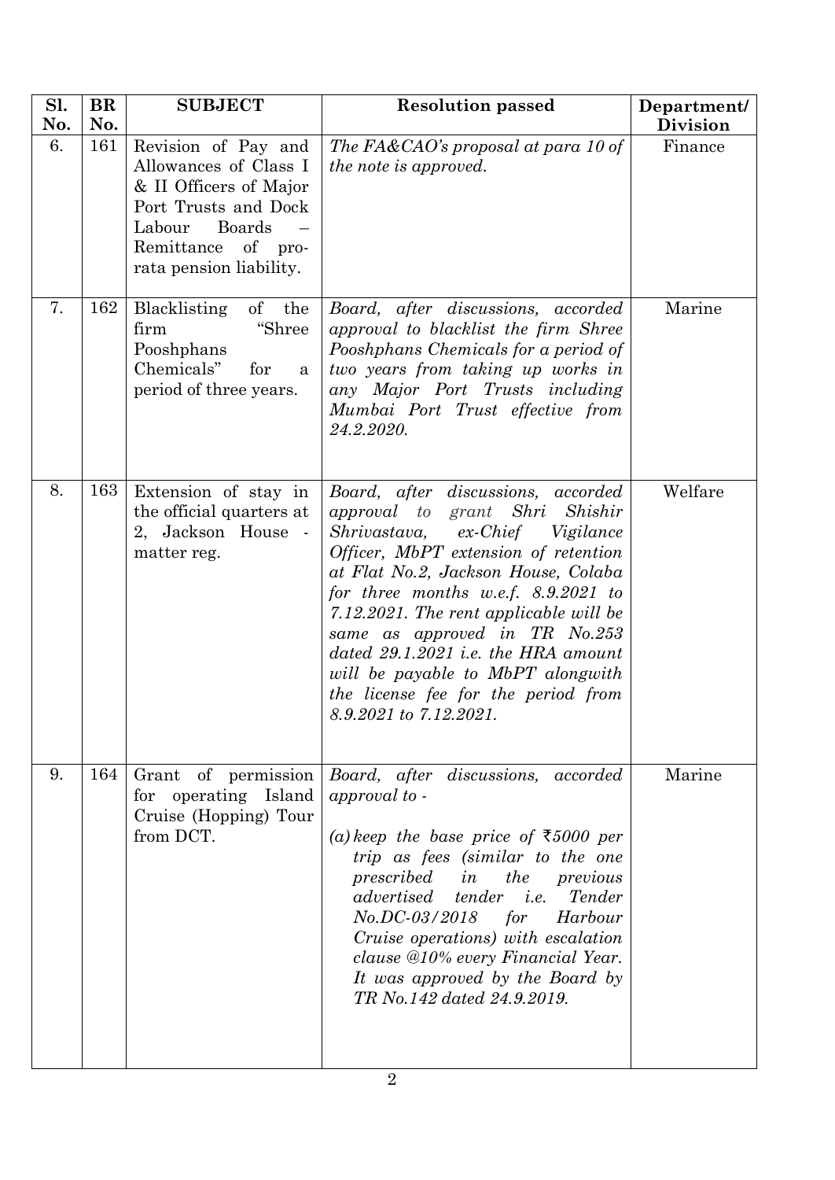| Sl. No. | BR No. | SUBJECT | Resolution passed | Department/ Division |
|---|---|---|---|---|
| 6. | 161 | Revision of Pay and Allowances of Class I & II Officers of Major Port Trusts and Dock Labour Boards – Remittance of pro-rata pension liability. | *The FA&CAO's proposal at para 10 of the note is approved.* | Finance |
| 7. | 162 | Blacklisting of the firm "Shree Pooshphans Chemicals" for a period of three years. | *Board, after discussions, accorded approval to blacklist the firm Shree Pooshphans Chemicals for a period of two years from taking up works in any Major Port Trusts including Mumbai Port Trust effective from 24.2.2020.* | Marine |
| 8. | 163 | Extension of stay in the official quarters at 2, Jackson House - matter reg. | *Board, after discussions, accorded approval to grant Shri Shishir Shrivastava, ex-Chief Vigilance Officer, MbPT extension of retention at Flat No.2, Jackson House, Colaba for three months w.e.f. 8.9.2021 to 7.12.2021. The rent applicable will be same as approved in TR No.253 dated 29.1.2021 i.e. the HRA amount will be payable to MbPT alongwith the license fee for the period from 8.9.2021 to 7.12.2021.* | Welfare |
| 9. | 164 | Grant of permission for operating Island Cruise (Hopping) Tour from DCT. | *Board, after discussions, accorded approval to -*<br><br>*(a) keep the base price of ₹5000 per trip as fees (similar to the one prescribed in the previous advertised tender i.e. Tender No.DC-03/2018 for Harbour Cruise operations) with escalation clause @10% every Financial Year. It was approved by the Board by TR No.142 dated 24.9.2019.* | Marine |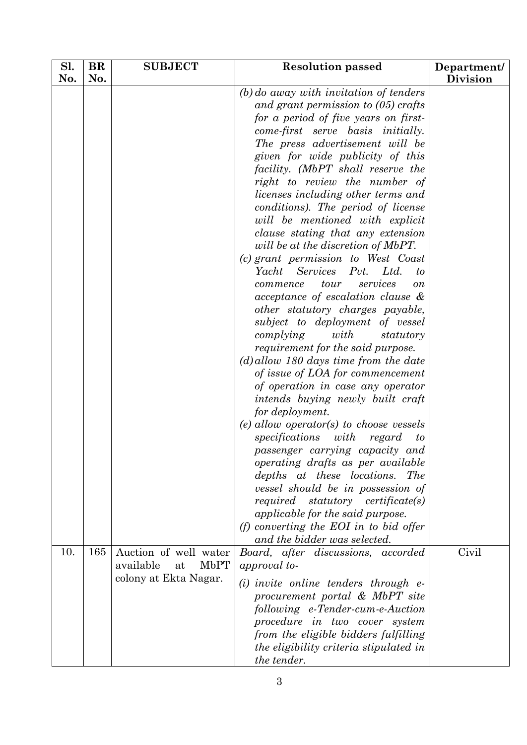| Sl. No. | BR No. | SUBJECT | Resolution passed | Department/ Division |
|---|---|---|---|---|
| | | | *(b) do away with invitation of tenders and grant permission to (05) crafts for a period of five years on first-come-first serve basis initially. The press advertisement will be given for wide publicity of this facility. (MbPT shall reserve the right to review the number of licenses including other terms and conditions). The period of license will be mentioned with explicit clause stating that any extension will be at the discretion of MbPT.*<br>*(c) grant permission to West Coast Yacht Services Pvt. Ltd. to commence tour services on acceptance of escalation clause & other statutory charges payable, subject to deployment of vessel complying with statutory requirement for the said purpose.*<br>*(d) allow 180 days time from the date of issue of LOA for commencement of operation in case any operator intends buying newly built craft for deployment.*<br>*(e) allow operator(s) to choose vessels specifications with regard to passenger carrying capacity and operating drafts as per available depths at these locations. The vessel should be in possession of required statutory certificate(s) applicable for the said purpose.*<br>*(f) converting the EOI in to bid offer and the bidder was selected.* | |
| 10. | 165 | Auction of well water available at MbPT colony at Ekta Nagar. | *Board, after discussions, accorded approval to-*<br>*(i) invite online tenders through e-procurement portal & MbPT site following e-Tender-cum-e-Auction procedure in two cover system from the eligible bidders fulfilling the eligibility criteria stipulated in the tender.* | Civil |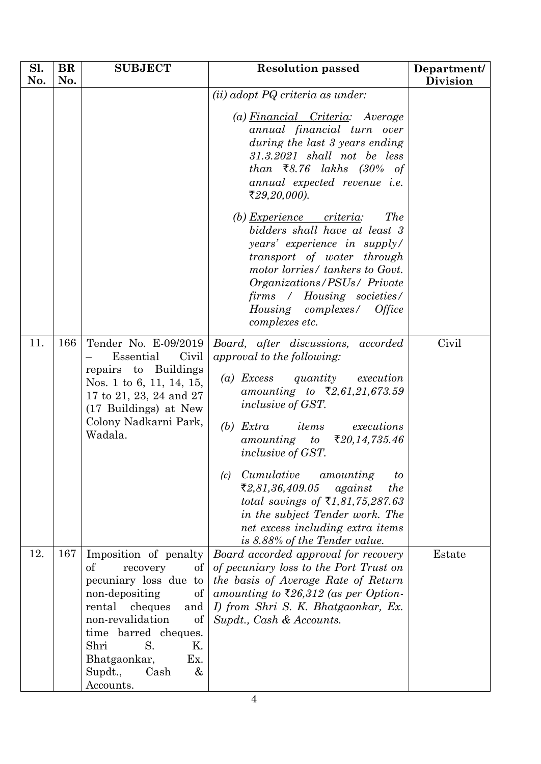| Sl. No. | BR No. | SUBJECT | Resolution passed | Department/ Division |
|---|---|---|---|---|
| | | | *(ii) adopt PQ criteria as under:*<br><br>*(a) <u>Financial Criteria</u>: Average annual financial turn over during the last 3 years ending 31.3.2021 shall not be less than ₹8.76 lakhs (30% of annual expected revenue i.e. ₹29,20,000).*<br><br>*(b) <u>Experience criteria</u>: The bidders shall have at least 3 years' experience in supply/ transport of water through motor lorries/ tankers to Govt. Organizations/PSUs/ Private firms / Housing societies/ Housing complexes/ Office complexes etc.* | |
| 11. | 166 | Tender No. E-09/2019 – Essential Civil repairs to Buildings Nos. 1 to 6, 11, 14, 15, 17 to 21, 23, 24 and 27 (17 Buildings) at New Colony Nadkarni Park, Wadala. | *Board, after discussions, accorded approval to the following:*<br><br>*(a) Excess quantity execution amounting to ₹2,61,21,673.59 inclusive of GST.*<br><br>*(b) Extra items executions amounting to ₹20,14,735.46 inclusive of GST.*<br><br>*(c) Cumulative amounting to ₹2,81,36,409.05 against the total savings of ₹1,81,75,287.63 in the subject Tender work. The net excess including extra items is 8.88% of the Tender value.* | Civil |
| 12. | 167 | Imposition of penalty of recovery of pecuniary loss due to non-depositing of rental cheques and non-revalidation of time barred cheques. Shri S. K. Bhatgaonkar, Ex. Supdt., Cash & Accounts. | *Board accorded approval for recovery of pecuniary loss to the Port Trust on the basis of Average Rate of Return amounting to ₹26,312 (as per Option-I) from Shri S. K. Bhatgaonkar, Ex. Supdt., Cash & Accounts.* | Estate |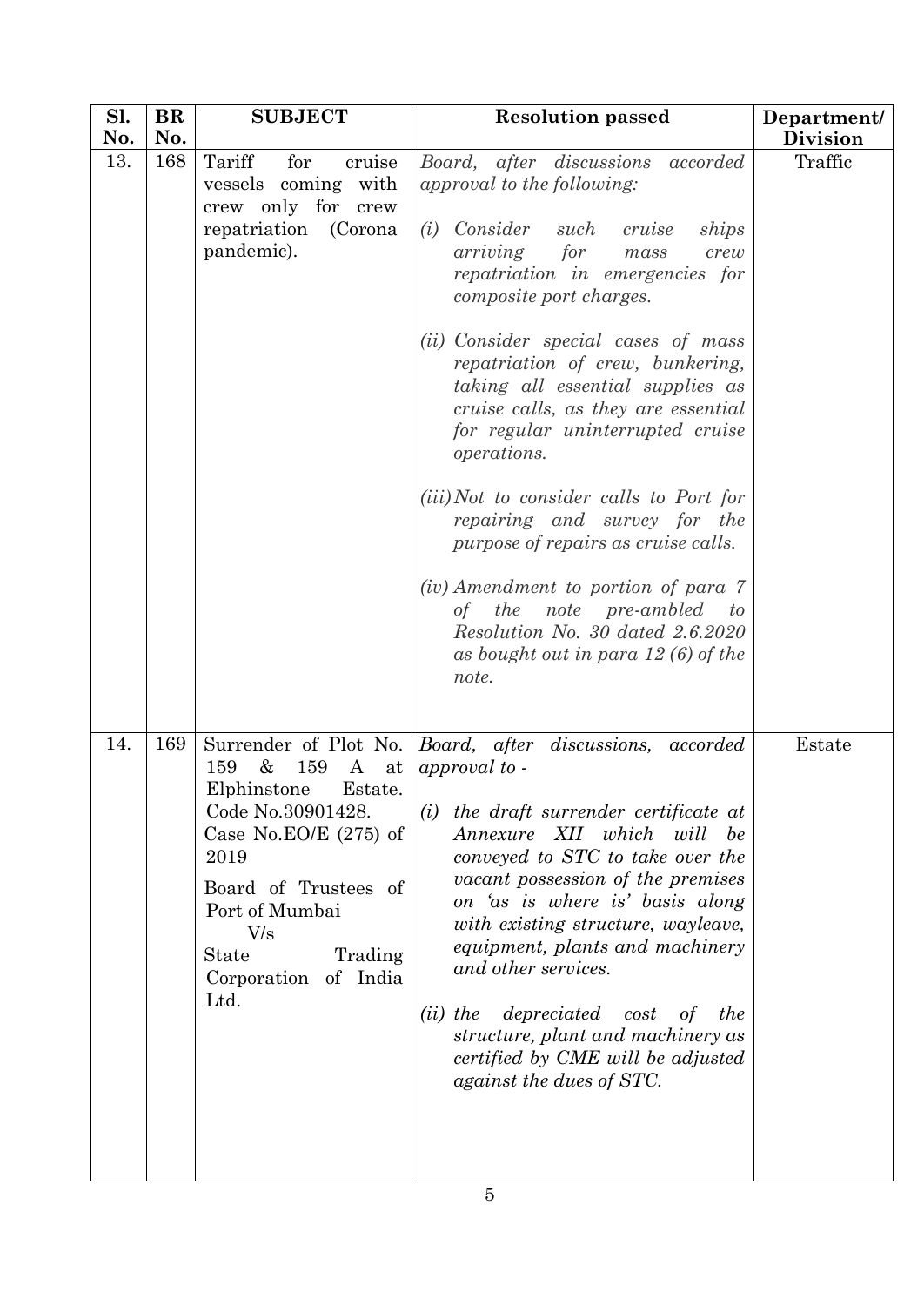| Sl. No. | BR No. | SUBJECT | Resolution passed | Department/ Division |
|---|---|---|---|---|
| 13. | 168 | Tariff for cruise vessels coming with crew only for crew repatriation (Corona pandemic). | *Board, after discussions accorded approval to the following:*<br><br>*(i) Consider such cruise ships arriving for mass crew repatriation in emergencies for composite port charges.*<br><br>*(ii) Consider special cases of mass repatriation of crew, bunkering, taking all essential supplies as cruise calls, as they are essential for regular uninterrupted cruise operations.*<br><br>*(iii) Not to consider calls to Port for repairing and survey for the purpose of repairs as cruise calls.*<br><br>*(iv) Amendment to portion of para 7 of the note pre-ambled to Resolution No. 30 dated 2.6.2020 as bought out in para 12 (6) of the note.* | Traffic |
| 14. | 169 | Surrender of Plot No. 159 & 159 A at Elphinstone Estate. Code No.30901428. Case No.EO/E (275) of 2019<br><br>Board of Trustees of Port of Mumbai<br>V/s<br>State Trading Corporation of India Ltd. | *Board, after discussions, accorded approval to -*<br><br>*(i) the draft surrender certificate at Annexure XII which will be conveyed to STC to take over the vacant possession of the premises on 'as is where is' basis along with existing structure, wayleave, equipment, plants and machinery and other services.*<br><br>*(ii) the depreciated cost of the structure, plant and machinery as certified by CME will be adjusted against the dues of STC.* | Estate |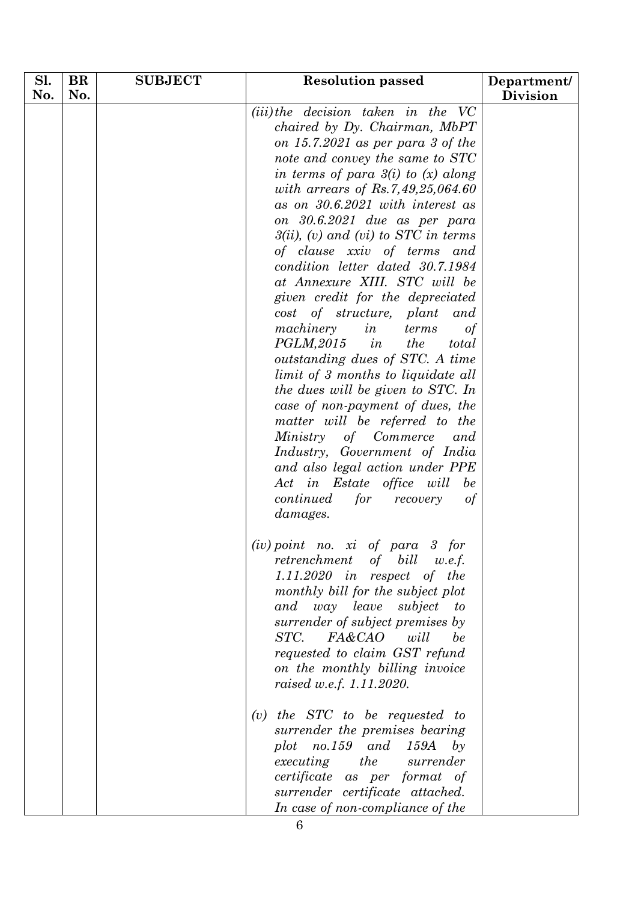| Sl. No. | BR No. | SUBJECT | Resolution passed | Department/ Division |
|---|---|---|---|---|
| | | | *(iii) the decision taken in the VC chaired by Dy. Chairman, MbPT on 15.7.2021 as per para 3 of the note and convey the same to STC in terms of para 3(i) to (x) along with arrears of Rs.7,49,25,064.60 as on 30.6.2021 with interest as on 30.6.2021 due as per para 3(ii), (v) and (vi) to STC in terms of clause xxiv of terms and condition letter dated 30.7.1984 at Annexure XIII. STC will be given credit for the depreciated cost of structure, plant and machinery in terms of PGLM,2015 in the total outstanding dues of STC. A time limit of 3 months to liquidate all the dues will be given to STC. In case of non-payment of dues, the matter will be referred to the Ministry of Commerce and Industry, Government of India and also legal action under PPE Act in Estate office will be continued for recovery of damages.*<br><br>*(iv) point no. xi of para 3 for retrenchment of bill w.e.f. 1.11.2020 in respect of the monthly bill for the subject plot and way leave subject to surrender of subject premises by STC. FA&CAO will be requested to claim GST refund on the monthly billing invoice raised w.e.f. 1.11.2020.*<br><br>*(v) the STC to be requested to surrender the premises bearing plot no.159 and 159A by executing the surrender certificate as per format of surrender certificate attached. In case of non-compliance of the* | |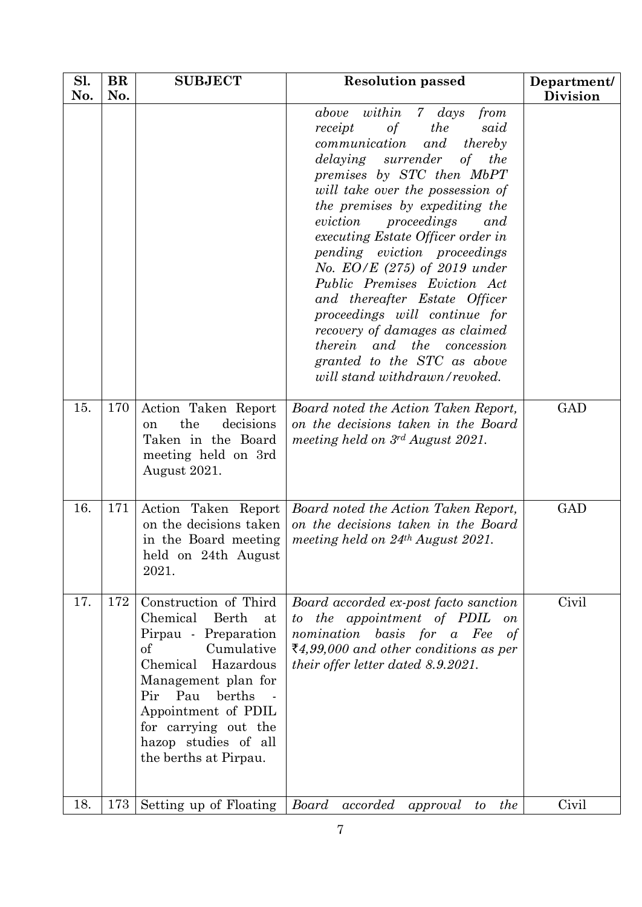| Sl. No. | BR No. | SUBJECT | Resolution passed | Department/ Division |
|---|---|---|---|---|
| | | | *above within 7 days from receipt of the said communication and thereby delaying surrender of the premises by STC then MbPT will take over the possession of the premises by expediting the eviction proceedings and executing Estate Officer order in pending eviction proceedings No. EO/E (275) of 2019 under Public Premises Eviction Act and thereafter Estate Officer proceedings will continue for recovery of damages as claimed therein and the concession granted to the STC as above will stand withdrawn/revoked.* | |
| 15. | 170 | Action Taken Report on the decisions Taken in the Board meeting held on 3rd August 2021. | *Board noted the Action Taken Report, on the decisions taken in the Board meeting held on 3rd August 2021.* | GAD |
| 16. | 171 | Action Taken Report on the decisions taken in the Board meeting held on 24th August 2021. | *Board noted the Action Taken Report, on the decisions taken in the Board meeting held on 24th August 2021.* | GAD |
| 17. | 172 | Construction of Third Chemical Berth at Pirpau - Preparation of Cumulative Chemical Hazardous Management plan for Pir Pau berths - Appointment of PDIL for carrying out the hazop studies of all the berths at Pirpau. | *Board accorded ex-post facto sanction to the appointment of PDIL on nomination basis for a Fee of ₹4,99,000 and other conditions as per their offer letter dated 8.9.2021.* | Civil |
| 18. | 173 | Setting up of Floating | *Board accorded approval to the* | Civil |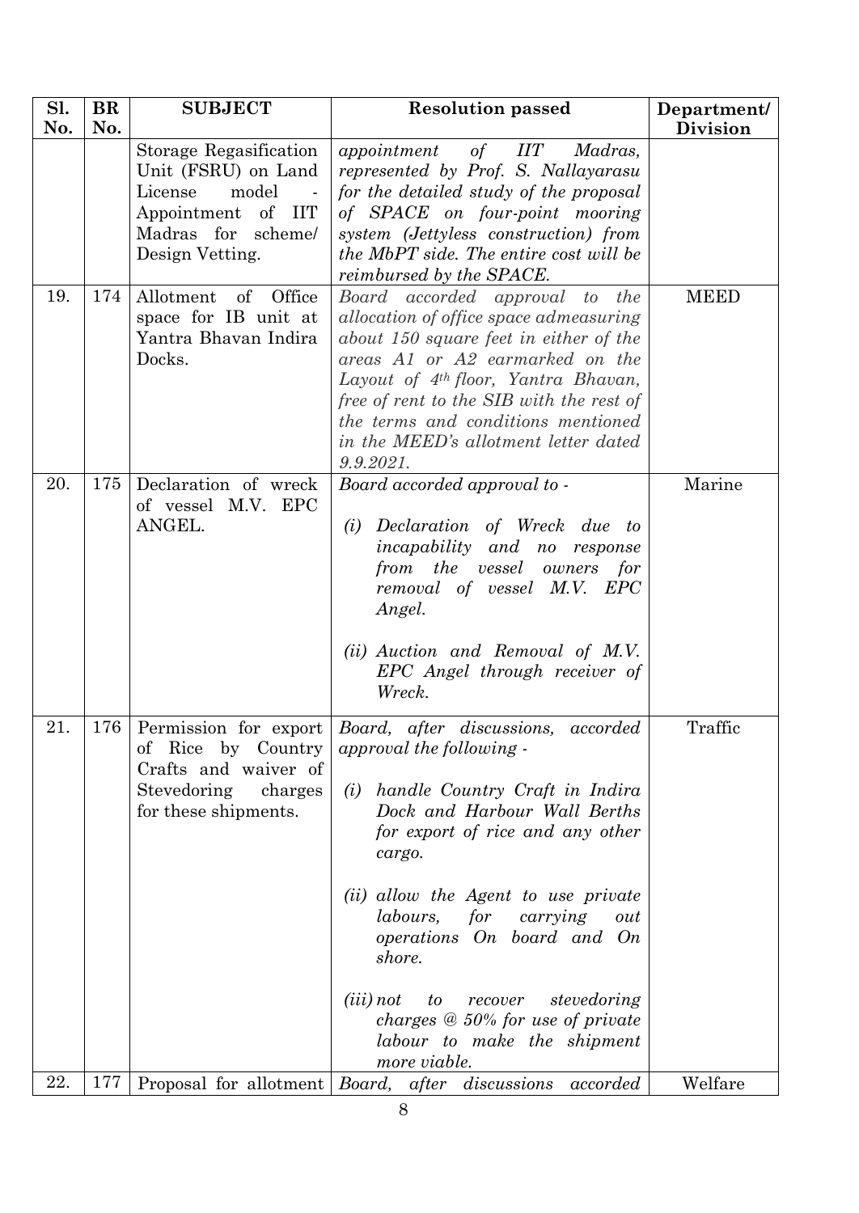| Sl. No. | BR No. | SUBJECT | Resolution passed | Department/ Division |
|---|---|---|---|---|
| | | Storage Regasification Unit (FSRU) on Land License model - Appointment of IIT Madras for scheme/ Design Vetting. | *appointment of IIT Madras, represented by Prof. S. Nallayarasu for the detailed study of the proposal of SPACE on four-point mooring system (Jettyless construction) from the MbPT side. The entire cost will be reimbursed by the SPACE.* | |
| 19. | 174 | Allotment of Office space for IB unit at Yantra Bhavan Indira Docks. | *Board accorded approval to the allocation of office space admeasuring about 150 square feet in either of the areas A1 or A2 earmarked on the Layout of 4th floor, Yantra Bhavan, free of rent to the SIB with the rest of the terms and conditions mentioned in the MEED's allotment letter dated 9.9.2021.* | MEED |
| 20. | 175 | Declaration of wreck of vessel M.V. EPC ANGEL. | *Board accorded approval to -* <br><br> *(i) Declaration of Wreck due to incapability and no response from the vessel owners for removal of vessel M.V. EPC Angel.* <br><br> *(ii) Auction and Removal of M.V. EPC Angel through receiver of Wreck.* | Marine |
| 21. | 176 | Permission for export of Rice by Country Crafts and waiver of Stevedoring charges for these shipments. | *Board, after discussions, accorded approval the following -* <br><br> *(i) handle Country Craft in Indira Dock and Harbour Wall Berths for export of rice and any other cargo.* <br><br> *(ii) allow the Agent to use private labours, for carrying out operations On board and On shore.* <br><br> *(iii) not to recover stevedoring charges @ 50% for use of private labour to make the shipment more viable.* | Traffic |
| 22. | 177 | Proposal for allotment | *Board, after discussions accorded* | Welfare |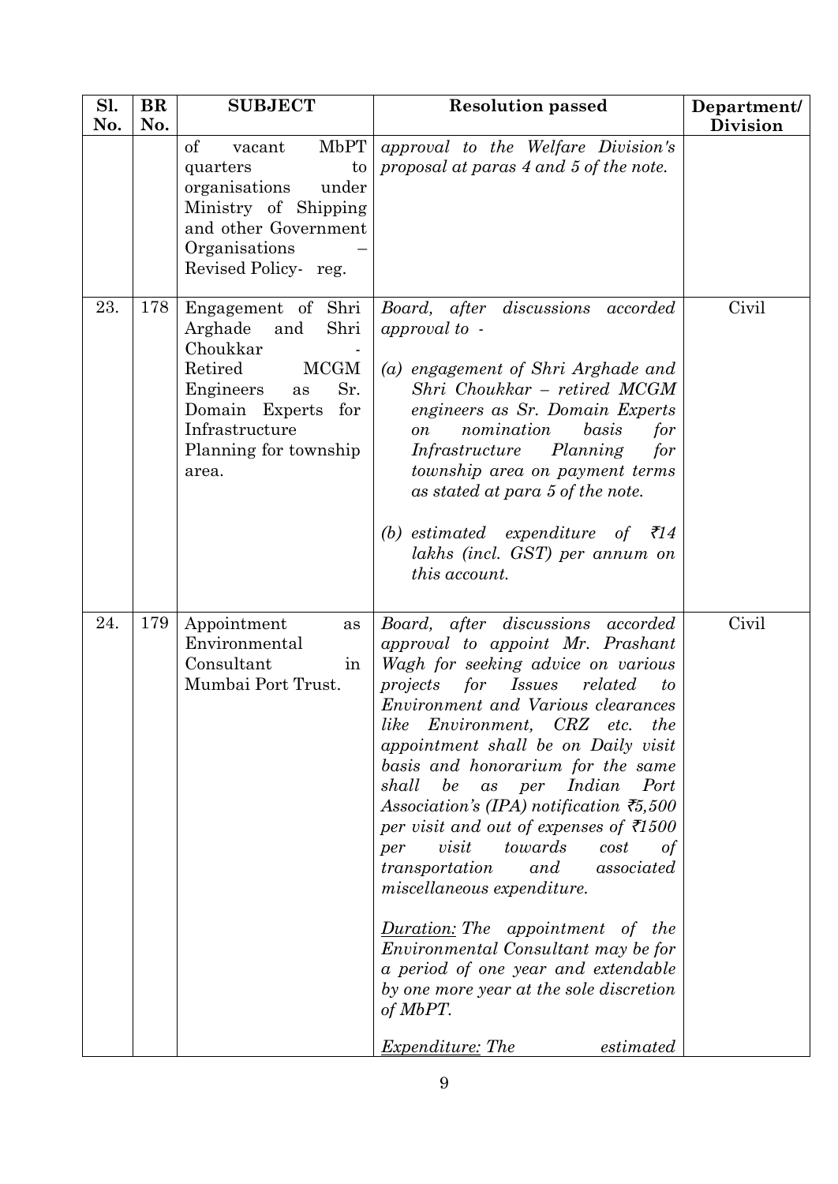| Sl. No. | BR No. | SUBJECT | Resolution passed | Department/ Division |
|---|---|---|---|---|
| | | of vacant MbPT quarters to organisations under Ministry of Shipping and other Government Organisations – Revised Policy- reg. | *approval to the Welfare Division's proposal at paras 4 and 5 of the note.* | |
| 23. | 178 | Engagement of Shri Arghade and Shri Choukkar - Retired MCGM Engineers as Sr. Domain Experts for Infrastructure Planning for township area. | *Board, after discussions accorded approval to -*<br><br>*(a) engagement of Shri Arghade and Shri Choukkar – retired MCGM engineers as Sr. Domain Experts on nomination basis for Infrastructure Planning for township area on payment terms as stated at para 5 of the note.*<br><br>*(b) estimated expenditure of ₹14 lakhs (incl. GST) per annum on this account.* | Civil |
| 24. | 179 | Appointment as Environmental Consultant in Mumbai Port Trust. | *Board, after discussions accorded approval to appoint Mr. Prashant Wagh for seeking advice on various projects for Issues related to Environment and Various clearances like Environment, CRZ etc. the appointment shall be on Daily visit basis and honorarium for the same shall be as per Indian Port Association's (IPA) notification ₹5,500 per visit and out of expenses of ₹1500 per visit towards cost of transportation and associated miscellaneous expenditure.*<br><br>*<u>Duration:</u> The appointment of the Environmental Consultant may be for a period of one year and extendable by one more year at the sole discretion of MbPT.*<br><br>*<u>Expenditure:</u> The estimated* | Civil |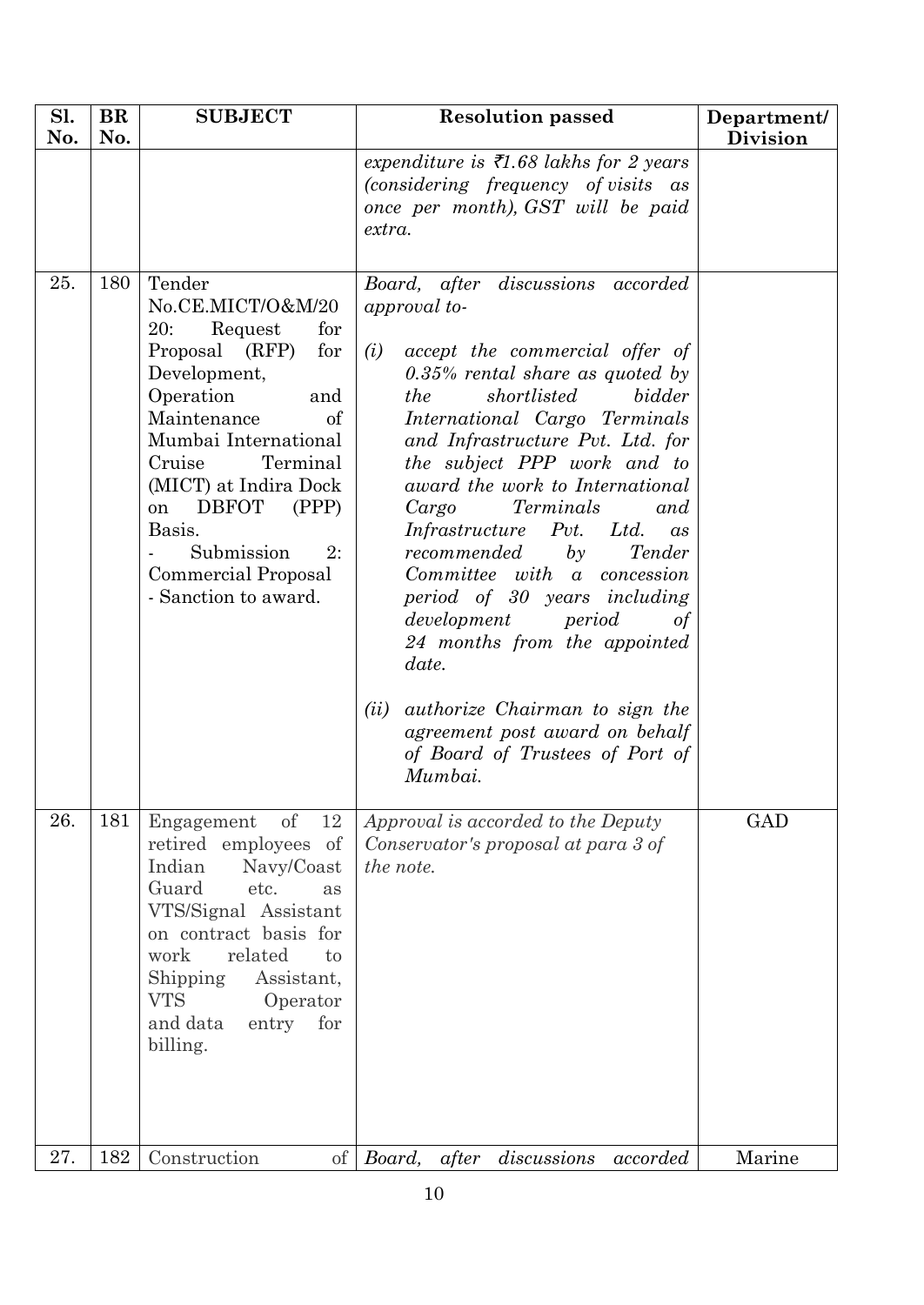| Sl. No. | BR No. | SUBJECT | Resolution passed | Department/ Division |
|---|---|---|---|---|
| | | | *expenditure is ₹1.68 lakhs for 2 years (considering frequency of visits as once per month), GST will be paid extra.* | |
| 25. | 180 | Tender No.CE.MICT/O&M/2020: Request for Proposal (RFP) for Development, Operation and Maintenance of Mumbai International Cruise Terminal (MICT) at Indira Dock on DBFOT (PPP) Basis. - Submission 2: Commercial Proposal - Sanction to award. | *Board, after discussions accorded approval to-* <br> *(i) accept the commercial offer of 0.35% rental share as quoted by the shortlisted bidder International Cargo Terminals and Infrastructure Pvt. Ltd. for the subject PPP work and to award the work to International Cargo Terminals and Infrastructure Pvt. Ltd. as recommended by Tender Committee with a concession period of 30 years including development period of 24 months from the appointed date.* <br> *(ii) authorize Chairman to sign the agreement post award on behalf of Board of Trustees of Port of Mumbai.* | |
| 26. | 181 | Engagement of 12 retired employees of Indian Navy/Coast Guard etc. as VTS/Signal Assistant on contract basis for work related to Shipping Assistant, VTS Operator and data entry for billing. | *Approval is accorded to the Deputy Conservator's proposal at para 3 of the note.* | GAD |
| 27. | 182 | Construction of | *Board, after discussions accorded* | Marine |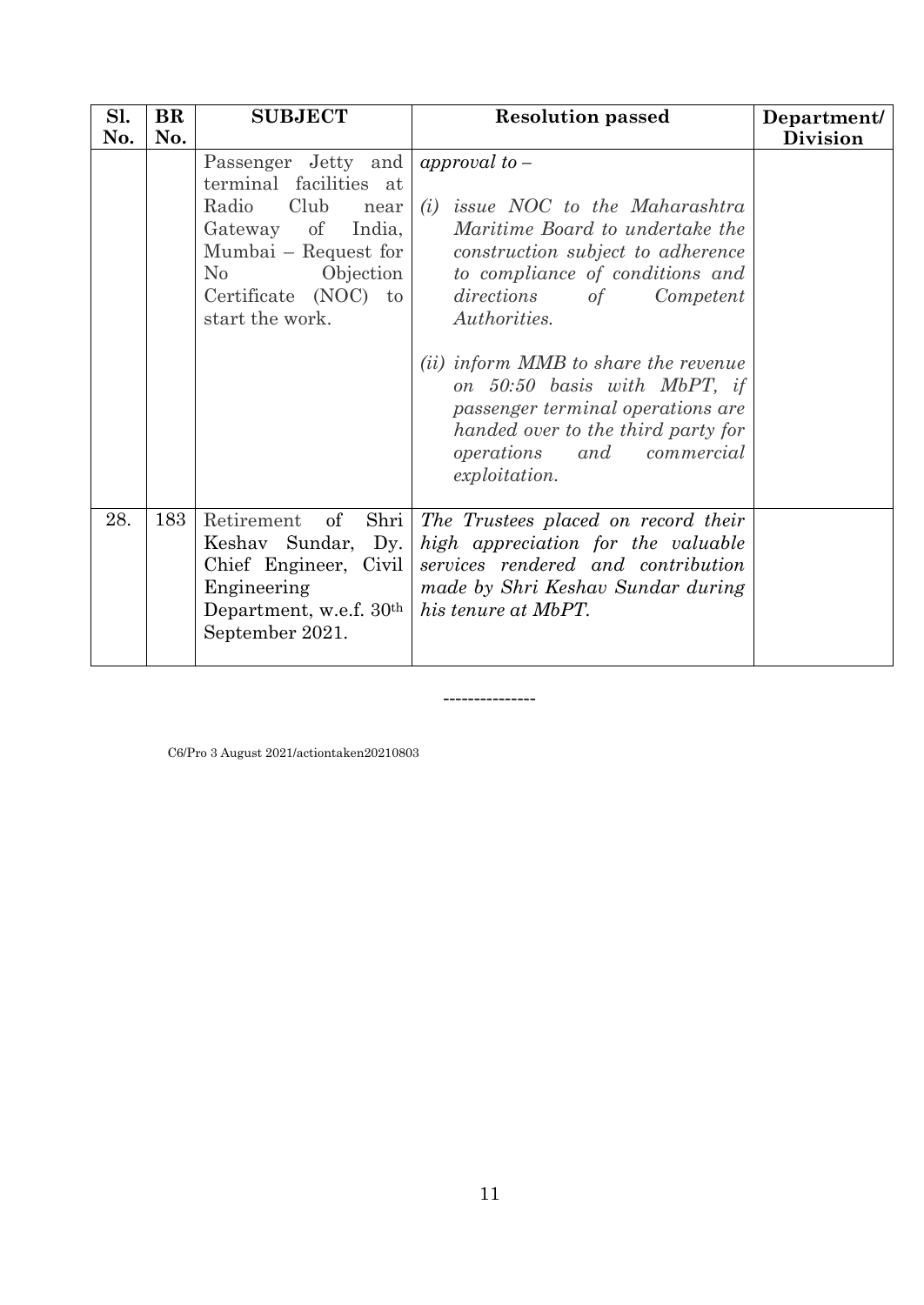| Sl. No. | BR No. | SUBJECT | Resolution passed | Department/ Division |
|---|---|---|---|---|
| | | Passenger Jetty and terminal facilities at Radio Club near Gateway of India, Mumbai – Request for No Objection Certificate (NOC) to start the work. | *approval to –*<br><br>*(i) issue NOC to the Maharashtra Maritime Board to undertake the construction subject to adherence to compliance of conditions and directions of Competent Authorities.*<br><br>*(ii) inform MMB to share the revenue on 50:50 basis with MbPT, if passenger terminal operations are handed over to the third party for operations and commercial exploitation.* | |
| 28. | 183 | Retirement of Shri Keshav Sundar, Dy. Chief Engineer, Civil Engineering Department, w.e.f. 30th September 2021. | *The Trustees placed on record their high appreciation for the valuable services rendered and contribution made by Shri Keshav Sundar during his tenure at MbPT.* | |

---------------

C6/Pro 3 August 2021/actiontaken20210803